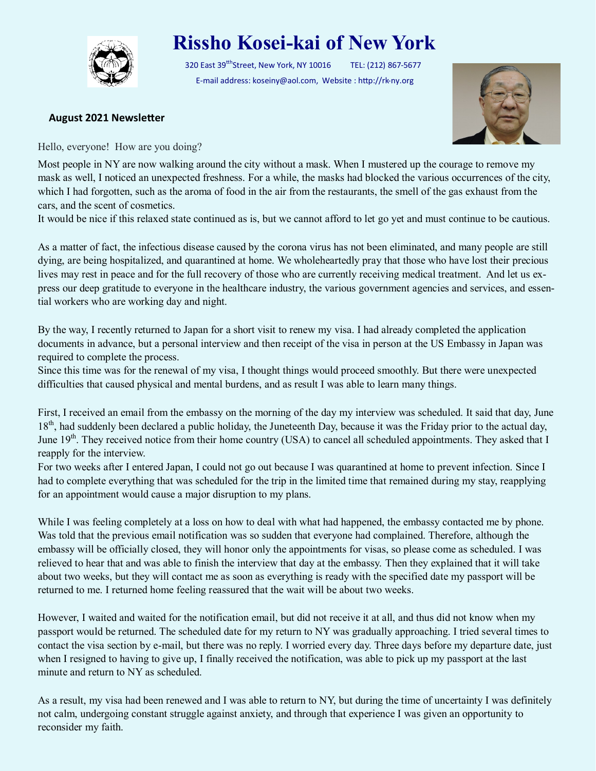# Rissho Kosei-kai of New York

320 East 39[tth] Street, New York, NY 10016 TEL: (212) 867-5677

E-mail address: koseiny@aol.com, Website : http://rk-ny.org

**August 2021 Newsletter**

Hello, everyone! How are you doing?

Most people in NY are now walking around the city without a mask. When I mustered up the courage to remove my mask as well, I noticed an unexpected freshness. For a while, the masks had blocked the various occurrences of the city, which I had forgotten, such as the aroma of food in the air from the restaurants, the smell of the gas exhaust from the cars, and the scent of cosmetics.

It would be nice if this relaxed state continued as is, but we cannot afford to let go yet and must continue to be cautious.

As a matter of fact, the infectious disease caused by the corona virus has not been eliminated, and many people are still dying, are being hospitalized, and quarantined at home. We wholeheartedly pray that those who have lost their precious lives may rest in peace and for the full recovery of those who are currently receiving medical treatment. And let us express our deep gratitude to everyone in the healthcare industry, the various government agencies and services, and essential workers who are working day and night.

By the way, I recently returned to Japan for a short visit to renew my visa. I had already completed the application documents in advance, but a personal interview and then receipt of the visa in person at the US Embassy in Japan was required to complete the process.

Since this time was for the renewal of my visa, I thought things would proceed smoothly. But there were unexpected difficulties that caused physical and mental burdens, and as result I was able to learn many things.

First, I received an email from the embassy on the morning of the day my interview was scheduled. It said that day, June 18th, had suddenly been declared a public holiday, the Juneteenth Day, because it was the Friday prior to the actual day, June 19th. They received notice from their home country (USA) to cancel all scheduled appointments. They asked that I reapply for the interview.

For two weeks after I entered Japan, I could not go out because I was quarantined at home to prevent infection. Since I had to complete everything that was scheduled for the trip in the limited time that remained during my stay, reapplying for an appointment would cause a major disruption to my plans.

While I was feeling completely at a loss on how to deal with what had happened, the embassy contacted me by phone. Was told that the previous email notification was so sudden that everyone had complained. Therefore, although the embassy will be officially closed, they will honor only the appointments for visas, so please come as scheduled. I was relieved to hear that and was able to finish the interview that day at the embassy. Then they explained that it will take about two weeks, but they will contact me as soon as everything is ready with the specified date my passport will be returned to me. I returned home feeling reassured that the wait will be about two weeks.

However, I waited and waited for the notification email, but did not receive it at all, and thus did not know when my passport would be returned. The scheduled date for my return to NY was gradually approaching. I tried several times to contact the visa section by e-mail, but there was no reply. I worried every day. Three days before my departure date, just when I resigned to having to give up, I finally received the notification, was able to pick up my passport at the last minute and return to NY as scheduled.

As a result, my visa had been renewed and I was able to return to NY, but during the time of uncertainty I was definitely not calm, undergoing constant struggle against anxiety, and through that experience I was given an opportunity to reconsider my faith.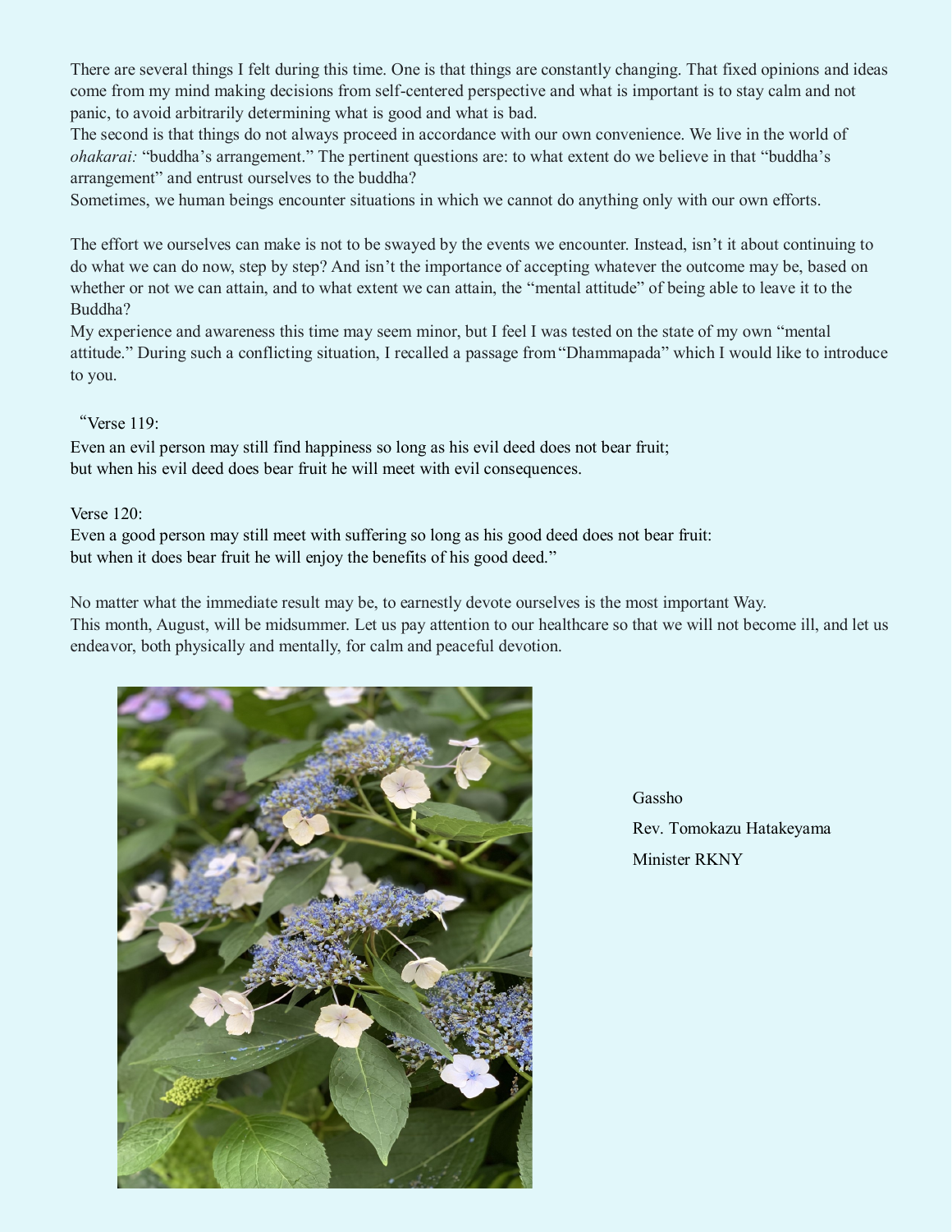There are several things I felt during this time. One is that things are constantly changing. That fixed opinions and ideas come from my mind making decisions from self-centered perspective and what is important is to stay calm and not panic, to avoid arbitrarily determining what is good and what is bad.

The second is that things do not always proceed in accordance with our own convenience. We live in the world of *ohakarai:* "buddha's arrangement." The pertinent questions are: to what extent do we believe in that "buddha's arrangement" and entrust ourselves to the buddha?

Sometimes, we human beings encounter situations in which we cannot do anything only with our own efforts.

The effort we ourselves can make is not to be swayed by the events we encounter. Instead, isn't it about continuing to do what we can do now, step by step? And isn't the importance of accepting whatever the outcome may be, based on whether or not we can attain, and to what extent we can attain, the "mental attitude" of being able to leave it to the Buddha?

My experience and awareness this time may seem minor, but I feel I was tested on the state of my own "mental attitude." During such a conflicting situation, I recalled a passage from "Dhammapada" which I would like to introduce to you.

"Verse 119:
Even an evil person may still find happiness so long as his evil deed does not bear fruit;
but when his evil deed does bear fruit he will meet with evil consequences.

Verse 120:
Even a good person may still meet with suffering so long as his good deed does not bear fruit:
but when it does bear fruit he will enjoy the benefits of his good deed."

No matter what the immediate result may be, to earnestly devote ourselves is the most important Way.

This month, August, will be midsummer. Let us pay attention to our healthcare so that we will not become ill, and let us endeavor, both physically and mentally, for calm and peaceful devotion.

Gassho

Rev. Tomokazu Hatakeyama

Minister RKNY